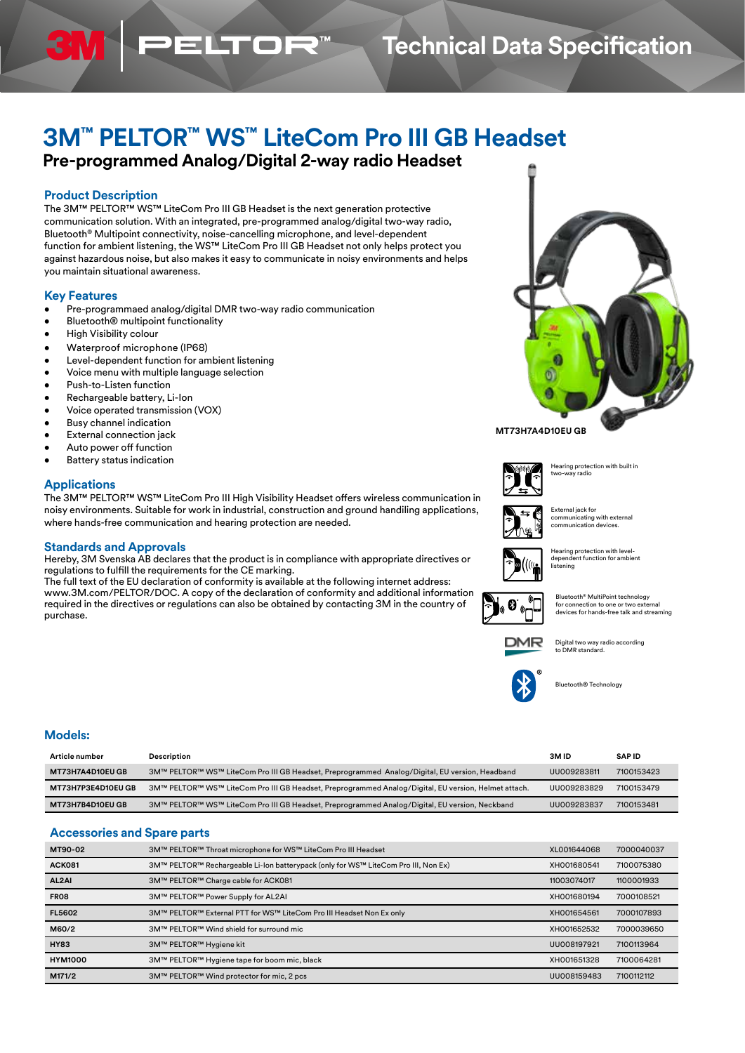# 3M™ PELTOR™ WS™ LiteCom Pro III GB Headset

## Pre-programmed Analog/Digital 2-way radio Headset

### Product Description

The 3M™ PELTOR™ WS™ LiteCom Pro III GB Headset is the next generation protective communication solution. With an integrated, pre-programmed analog/digital two-way radio, Bluetooth® Multipoint connectivity, noise-cancelling microphone, and level-dependent function for ambient listening, the WS™ LiteCom Pro III GB Headset not only helps protect you against hazardous noise, but also makes it easy to communicate in noisy environments and helps you maintain situational awareness.

### Key Features

- Pre-programmaed analog/digital DMR two-way radio communication
- Bluetooth® multipoint functionality
- High Visibility colour
- Waterproof microphone (IP68)
- Level-dependent function for ambient listening
- Voice menu with multiple language selection
- Push-to-Listen function
- Rechargeable battery, Li-Ion
- Voice operated transmission (VOX)
- Busy channel indication
- External connection jack
- Auto power off function
- Battery status indication

MT73H7A4D10EU GB

Hearing protection with built in two-way radio

External jack for communicating with external communication devices.

Hearing protection with level-dependent function for ambient listening

Bluetooth® MultiPoint technology for connection to one or two external devices for hands-free talk and streaming

Digital two way radio according to DMR standard.

Bluetooth® Technology

### Applications

The 3M™ PELTOR™ WS™ LiteCom Pro III High Visibility Headset offers wireless communication in noisy environments. Suitable for work in industrial, construction and ground handiling applications, where hands-free communication and hearing protection are needed.

### Standards and Approvals

Hereby, 3M Svenska AB declares that the product is in compliance with appropriate directives or regulations to fulfill the requirements for the CE marking.
The full text of the EU declaration of conformity is available at the following internet address: www.3M.com/PELTOR/DOC. A copy of the declaration of conformity and additional information required in the directives or regulations can also be obtained by contacting 3M in the country of purchase.

### Models:

| Article number | Description | 3M ID | SAP ID |
|---|---|---|---|
| MT73H7A4D10EU GB | 3M™ PELTOR™ WS™ LiteCom Pro III GB Headset, Preprogrammed Analog/Digital, EU version, Headband | UU009283811 | 7100153423 |
| MT73H7P3E4D10EU GB | 3M™ PELTOR™ WS™ LiteCom Pro III GB Headset, Preprogrammed Analog/Digital, EU version, Helmet attach. | UU009283829 | 7100153479 |
| MT73H7B4D10EU GB | 3M™ PELTOR™ WS™ LiteCom Pro III GB Headset, Preprogrammed Analog/Digital, EU version, Neckband | UU009283837 | 7100153481 |

### Accessories and Spare parts

| | | | |
|---|---|---|---|
| MT90-02 | 3M™ PELTOR™ Throat microphone for WS™ LiteCom Pro III Headset | XL001644068 | 7000040037 |
| ACK081 | 3M™ PELTOR™ Rechargeable Li-Ion batterypack (only for WS™ LiteCom Pro III, Non Ex) | XH001680541 | 7100075380 |
| AL2AI | 3M™ PELTOR™ Charge cable for ACK081 | 11003074017 | 1100001933 |
| FR08 | 3M™ PELTOR™ Power Supply for AL2AI | XH001680194 | 7000108521 |
| FL5602 | 3M™ PELTOR™ External PTT for WS™ LiteCom Pro III Headset Non Ex only | XH001654561 | 7000107893 |
| M60/2 | 3M™ PELTOR™ Wind shield for surround mic | XH001652532 | 7000039650 |
| HY83 | 3M™ PELTOR™ Hygiene kit | UU008197921 | 7100113964 |
| HYM1000 | 3M™ PELTOR™ Hygiene tape for boom mic, black | XH001651328 | 7100064281 |
| M171/2 | 3M™ PELTOR™ Wind protector for mic, 2 pcs | UU008159483 | 7100112112 |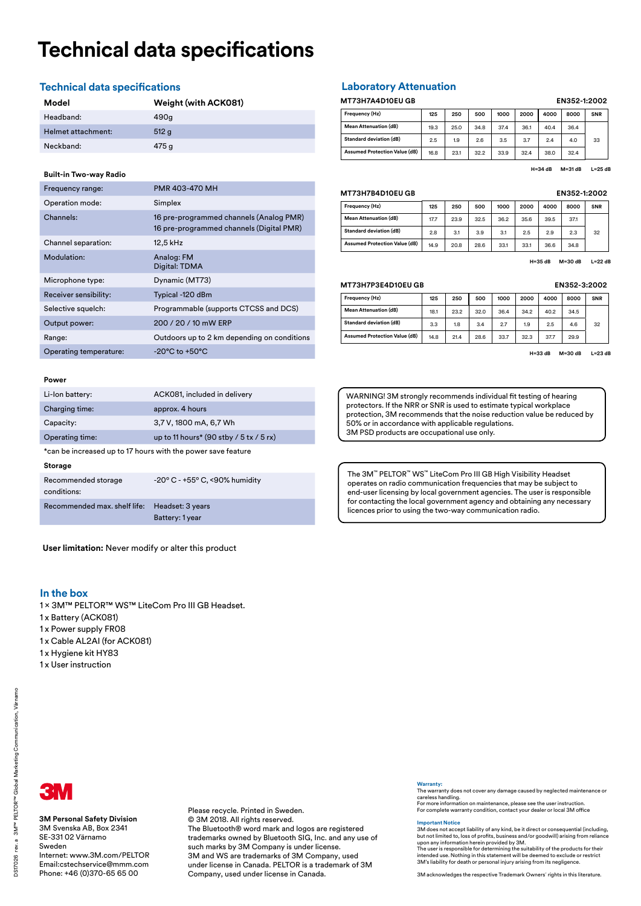# Technical data specifications

## Technical data specifications

| Model | Weight (with ACK081) |
|---|---|
| Headband: | 490g |
| Helmet attachment: | 512 g |
| Neckband: | 475 g |

**Built-in Two-way Radio**

| | |
|---|---|
| Frequency range: | PMR 403-470 MH |
| Operation mode: | Simplex |
| Channels: | 16 pre-programmed channels (Analog PMR)<br>16 pre-programmed channels (Digital PMR) |
| Channel separation: | 12,5 kHz |
| Modulation: | Analog: FM<br>Digital: TDMA |
| Microphone type: | Dynamic (MT73) |
| Receiver sensibility: | Typical -120 dBm |
| Selective squelch: | Programmable (supports CTCSS and DCS) |
| Output power: | 200 / 20 / 10 mW ERP |
| Range: | Outdoors up to 2 km depending on conditions |
| Operating temperature: | -20°C to +50°C |

**Power**

| | |
|---|---|
| Li-Ion battery: | ACK081, included in delivery |
| Charging time: | approx. 4 hours |
| Capacity: | 3,7 V, 1800 mA, 6,7 Wh |
| Operating time: | up to 11 hours* (90 stby / 5 tx / 5 rx) |

*can be increased up to 17 hours with the power save feature

**Storage**

| | |
|---|---|
| Recommended storage conditions: | -20° C - +55° C, <90% humidity |
| Recommended max. shelf life: | Headset: 3 years<br>Battery: 1 year |

**User limitation:** Never modify or alter this product

## Laboratory Attenuation

**MT73H7A4D10EU GB** — EN352-1:2002

| Frequency (Hz) | 125 | 250 | 500 | 1000 | 2000 | 4000 | 8000 | SNR |
|---|---|---|---|---|---|---|---|---|
| Mean Attenuation (dB) | 19.3 | 25.0 | 34.8 | 37.4 | 36.1 | 40.4 | 36.4 | 33 |
| Standard deviation (dB) | 2.5 | 1.9 | 2.6 | 3.5 | 3.7 | 2.4 | 4.0 | |
| Assumed Protection Value (dB) | 16.8 | 23.1 | 32.2 | 33.9 | 32.4 | 38.0 | 32.4 | |

H=34 dB M=31 dB L=25 dB

**MT73H7B4D10EU GB** — EN352-1:2002

| Frequency (Hz) | 125 | 250 | 500 | 1000 | 2000 | 4000 | 8000 | SNR |
|---|---|---|---|---|---|---|---|---|
| Mean Attenuation (dB) | 17.7 | 23.9 | 32.5 | 36.2 | 35.6 | 39.5 | 37.1 | 32 |
| Standard deviation (dB) | 2.8 | 3.1 | 3.9 | 3.1 | 2.5 | 2.9 | 2.3 | |
| Assumed Protection Value (dB) | 14.9 | 20.8 | 28.6 | 33.1 | 33.1 | 36.6 | 34.8 | |

H=35 dB M=30 dB L=22 dB

**MT73H7P3E4D10EU GB** — EN352-3:2002

| Frequency (Hz) | 125 | 250 | 500 | 1000 | 2000 | 4000 | 8000 | SNR |
|---|---|---|---|---|---|---|---|---|
| Mean Attenuation (dB) | 18.1 | 23.2 | 32.0 | 36.4 | 34.2 | 40.2 | 34.5 | 32 |
| Standard deviation (dB) | 3.3 | 1.8 | 3.4 | 2.7 | 1.9 | 2.5 | 4.6 | |
| Assumed Protection Value (dB) | 14.8 | 21.4 | 28.6 | 33.7 | 32.3 | 37.7 | 29.9 | |

H=33 dB M=30 dB L=23 dB

WARNING! 3M strongly recommends individual fit testing of hearing protectors. If the NRR or SNR is used to estimate typical workplace protection, 3M recommends that the noise reduction value be reduced by 50% or in accordance with applicable regulations.
3M PSD products are occupational use only.

The 3M™ PELTOR™ WS™ LiteCom Pro III GB High Visibility Headset operates on radio communication frequencies that may be subject to end-user licensing by local government agencies. The user is responsible for contacting the local government agency and obtaining any necessary licences prior to using the two-way communication radio.

## In the box

1 × 3M™ PELTOR™ WS™ LiteCom Pro III GB Headset.
1 x Battery (ACK081)
1 x Power supply FR08
1 x Cable AL2AI (for ACK081)
1 x Hygiene kit HY83
1 x User instruction

3M

**3M Personal Safety Division**
3M Svenska AB, Box 2341
SE-331 02 Värnamo
Sweden
Internet: www.3M.com/PELTOR
Email:cstechservice@mmm.com
Phone: +46 (0)370-65 65 00

Please recycle. Printed in Sweden.
© 3M 2018. All rights reserved.
The Bluetooth® word mark and logos are registered trademarks owned by Bluetooth SIG, Inc. and any use of such marks by 3M Company is under license.
3M and WS are trademarks of 3M Company, used under license in Canada. PELTOR is a trademark of 3M Company, used under license in Canada.

**Warranty:**
The warranty does not cover any damage caused by neglected maintenance or careless handling.
For more information on maintenance, please see the user instruction.
For complete warranty condition, contact your dealer or local 3M office

**Important Notice**
3M does not accept liability of any kind, be it direct or consequential (including, but not limited to, loss of profits, business and/or goodwill) arising from reliance upon any information herein provided by 3M.
The user is responsible for determining the suitability of the products for their intended use. Nothing in this statement will be deemed to exclude or restrict 3M's liability for death or personal injury arising from its negligence.

3M acknowledges the respective Trademark Owners' rights in this literature.

DS17026 rev. a 3M™ PELTOR™ Global Marketing Communication, Värnamo